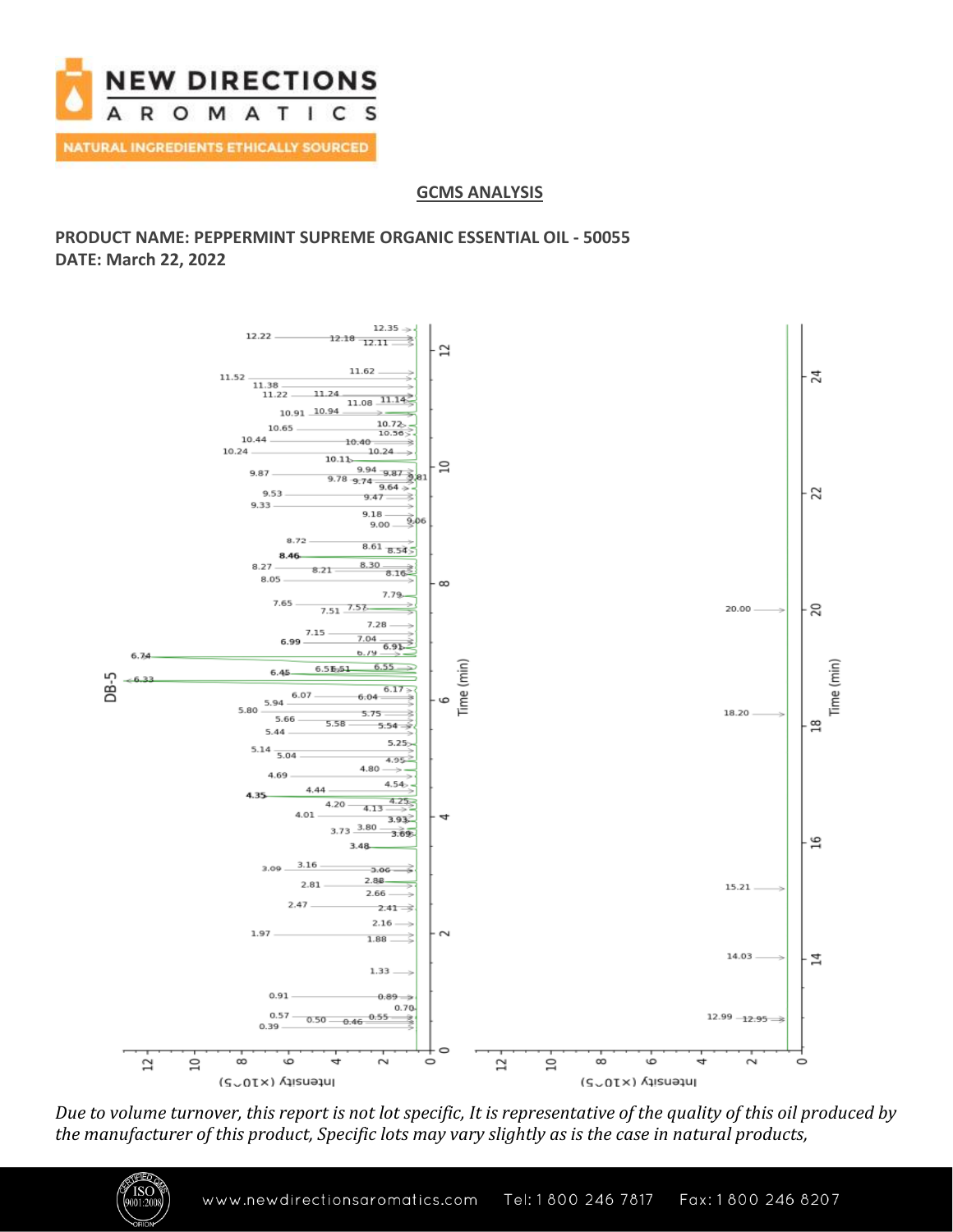## GCMS ANALYSIS

**PRODUCT NAME: PEPPERMINT SUPREME ORGANIC ESSENTIAL OIL - 50055**
**DATE: March 22, 2022**

*Due to volume turnover, this report is not lot specific, It is representative of the quality of this oil produced by the manufacturer of this product, Specific lots may vary slightly as is the case in natural products,*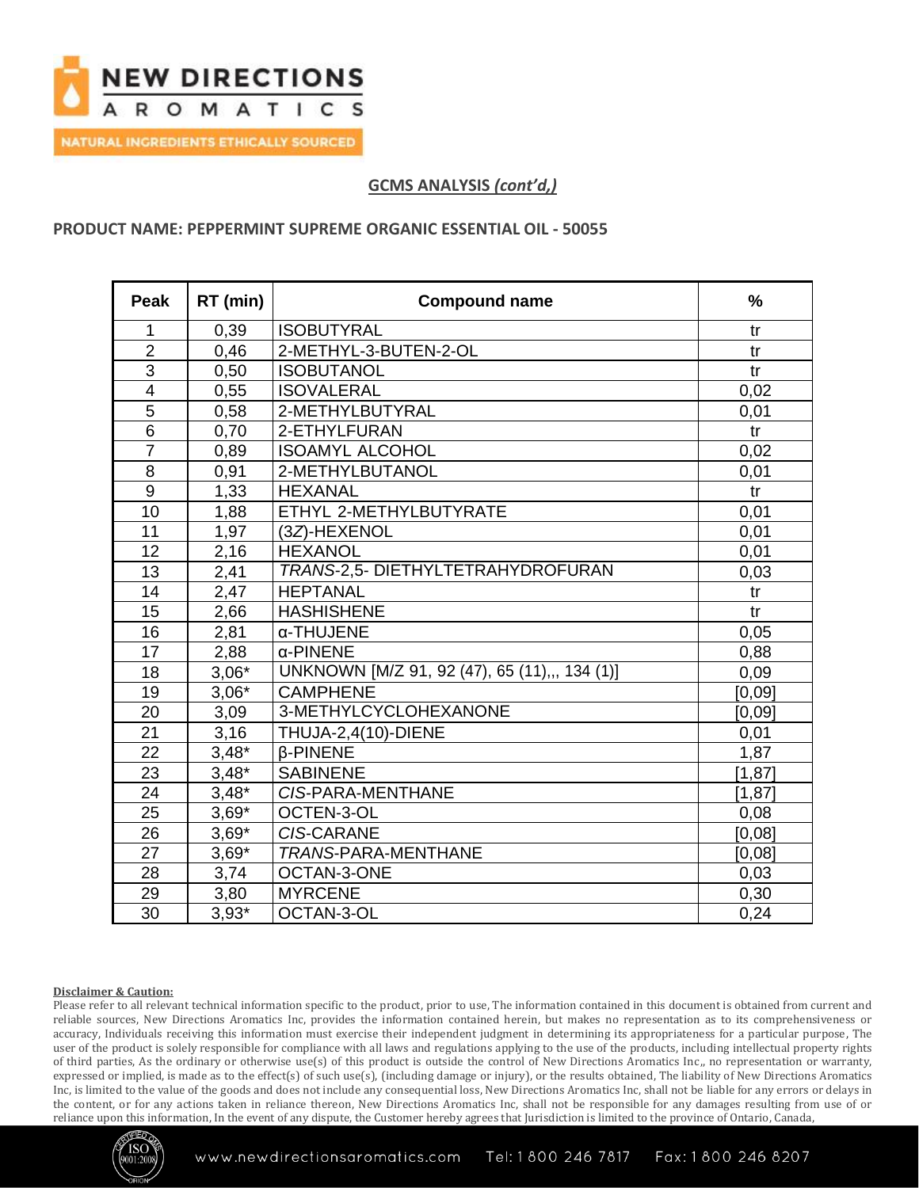## GCMS ANALYSIS *(cont'd,)*

### PRODUCT NAME: PEPPERMINT SUPREME ORGANIC ESSENTIAL OIL - 50055

| Peak | RT (min) | Compound name | % |
|---|---|---|---|
| 1 | 0,39 | ISOBUTYRAL | tr |
| 2 | 0,46 | 2-METHYL-3-BUTEN-2-OL | tr |
| 3 | 0,50 | ISOBUTANOL | tr |
| 4 | 0,55 | ISOVALERAL | 0,02 |
| 5 | 0,58 | 2-METHYLBUTYRAL | 0,01 |
| 6 | 0,70 | 2-ETHYLFURAN | tr |
| 7 | 0,89 | ISOAMYL ALCOHOL | 0,02 |
| 8 | 0,91 | 2-METHYLBUTANOL | 0,01 |
| 9 | 1,33 | HEXANAL | tr |
| 10 | 1,88 | ETHYL 2-METHYLBUTYRATE | 0,01 |
| 11 | 1,97 | (3*Z*)-HEXENOL | 0,01 |
| 12 | 2,16 | HEXANOL | 0,01 |
| 13 | 2,41 | *TRANS*-2,5- DIETHYLTETRAHYDROFURAN | 0,03 |
| 14 | 2,47 | HEPTANAL | tr |
| 15 | 2,66 | HASHISHENE | tr |
| 16 | 2,81 | α-THUJENE | 0,05 |
| 17 | 2,88 | α-PINENE | 0,88 |
| 18 | 3,06* | UNKNOWN [M/Z 91, 92 (47), 65 (11),,, 134 (1)] | 0,09 |
| 19 | 3,06* | CAMPHENE | [0,09] |
| 20 | 3,09 | 3-METHYLCYCLOHEXANONE | [0,09] |
| 21 | 3,16 | THUJA-2,4(10)-DIENE | 0,01 |
| 22 | 3,48* | β-PINENE | 1,87 |
| 23 | 3,48* | SABINENE | [1,87] |
| 24 | 3,48* | *CIS*-PARA-MENTHANE | [1,87] |
| 25 | 3,69* | OCTEN-3-OL | 0,08 |
| 26 | 3,69* | *CIS*-CARANE | [0,08] |
| 27 | 3,69* | *TRANS*-PARA-MENTHANE | [0,08] |
| 28 | 3,74 | OCTAN-3-ONE | 0,03 |
| 29 | 3,80 | MYRCENE | 0,30 |
| 30 | 3,93* | OCTAN-3-OL | 0,24 |

**Disclaimer & Caution:**

Please refer to all relevant technical information specific to the product, prior to use, The information contained in this document is obtained from current and reliable sources, New Directions Aromatics Inc, provides the information contained herein, but makes no representation as to its comprehensiveness or accuracy, Individuals receiving this information must exercise their independent judgment in determining its appropriateness for a particular purpose, The user of the product is solely responsible for compliance with all laws and regulations applying to the use of the products, including intellectual property rights of third parties, As the ordinary or otherwise use(s) of this product is outside the control of New Directions Aromatics Inc,, no representation or warranty, expressed or implied, is made as to the effect(s) of such use(s), (including damage or injury), or the results obtained, The liability of New Directions Aromatics Inc, is limited to the value of the goods and does not include any consequential loss, New Directions Aromatics Inc, shall not be liable for any errors or delays in the content, or for any actions taken in reliance thereon, New Directions Aromatics Inc, shall not be responsible for any damages resulting from use of or reliance upon this information, In the event of any dispute, the Customer hereby agrees that Jurisdiction is limited to the province of Ontario, Canada,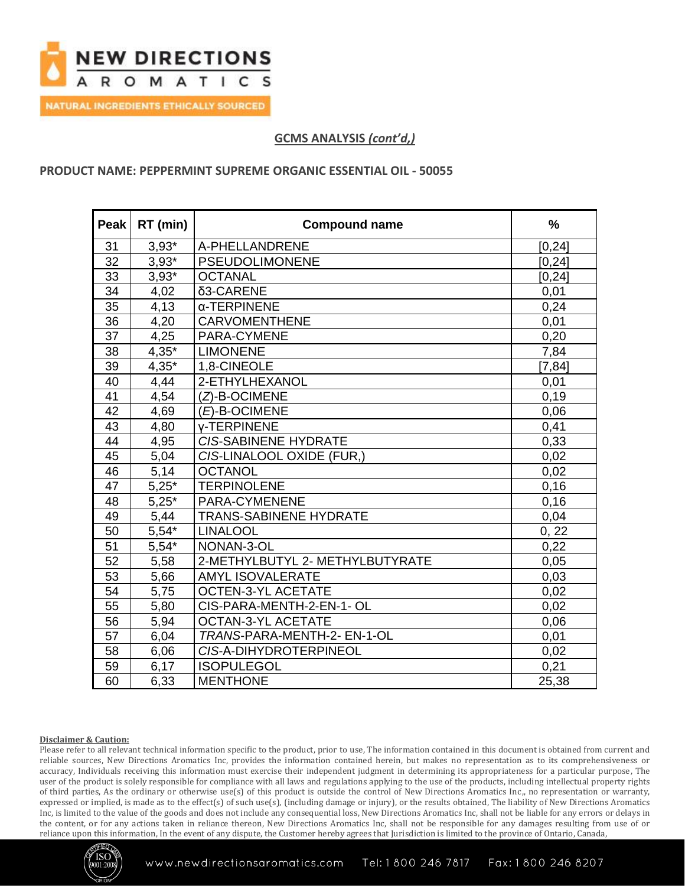## GCMS ANALYSIS *(cont'd,)*

**PRODUCT NAME: PEPPERMINT SUPREME ORGANIC ESSENTIAL OIL - 50055**

| Peak | RT (min) | Compound name | % |
|---|---|---|---|
| 31 | 3,93* | A-PHELLANDRENE | [0,24] |
| 32 | 3,93* | PSEUDOLIMONENE | [0,24] |
| 33 | 3,93* | OCTANAL | [0,24] |
| 34 | 4,02 | δ3-CARENE | 0,01 |
| 35 | 4,13 | α-TERPINENE | 0,24 |
| 36 | 4,20 | CARVOMENTHENE | 0,01 |
| 37 | 4,25 | PARA-CYMENE | 0,20 |
| 38 | 4,35* | LIMONENE | 7,84 |
| 39 | 4,35* | 1,8-CINEOLE | [7,84] |
| 40 | 4,44 | 2-ETHYLHEXANOL | 0,01 |
| 41 | 4,54 | (*Z*)-B-OCIMENE | 0,19 |
| 42 | 4,69 | (*E*)-B-OCIMENE | 0,06 |
| 43 | 4,80 | γ-TERPINENE | 0,41 |
| 44 | 4,95 | *CIS*-SABINENE HYDRATE | 0,33 |
| 45 | 5,04 | *CIS*-LINALOOL OXIDE (FUR,) | 0,02 |
| 46 | 5,14 | OCTANOL | 0,02 |
| 47 | 5,25* | TERPINOLENE | 0,16 |
| 48 | 5,25* | PARA-CYMENENE | 0,16 |
| 49 | 5,44 | TRANS-SABINENE HYDRATE | 0,04 |
| 50 | 5,54* | LINALOOL | 0, 22 |
| 51 | 5,54* | NONAN-3-OL | 0,22 |
| 52 | 5,58 | 2-METHYLBUTYL 2- METHYLBUTYRATE | 0,05 |
| 53 | 5,66 | AMYL ISOVALERATE | 0,03 |
| 54 | 5,75 | OCTEN-3-YL ACETATE | 0,02 |
| 55 | 5,80 | CIS-PARA-MENTH-2-EN-1- OL | 0,02 |
| 56 | 5,94 | OCTAN-3-YL ACETATE | 0,06 |
| 57 | 6,04 | *TRANS*-PARA-MENTH-2- EN-1-OL | 0,01 |
| 58 | 6,06 | *CIS*-A-DIHYDROTERPINEOL | 0,02 |
| 59 | 6,17 | ISOPULEGOL | 0,21 |
| 60 | 6,33 | MENTHONE | 25,38 |

**Disclaimer & Caution:**

Please refer to all relevant technical information specific to the product, prior to use, The information contained in this document is obtained from current and reliable sources, New Directions Aromatics Inc, provides the information contained herein, but makes no representation as to its comprehensiveness or accuracy, Individuals receiving this information must exercise their independent judgment in determining its appropriateness for a particular purpose, The user of the product is solely responsible for compliance with all laws and regulations applying to the use of the products, including intellectual property rights of third parties, As the ordinary or otherwise use(s) of this product is outside the control of New Directions Aromatics Inc,, no representation or warranty, expressed or implied, is made as to the effect(s) of such use(s), (including damage or injury), or the results obtained, The liability of New Directions Aromatics Inc, is limited to the value of the goods and does not include any consequential loss, New Directions Aromatics Inc, shall not be liable for any errors or delays in the content, or for any actions taken in reliance thereon, New Directions Aromatics Inc, shall not be responsible for any damages resulting from use of or reliance upon this information, In the event of any dispute, the Customer hereby agrees that Jurisdiction is limited to the province of Ontario, Canada,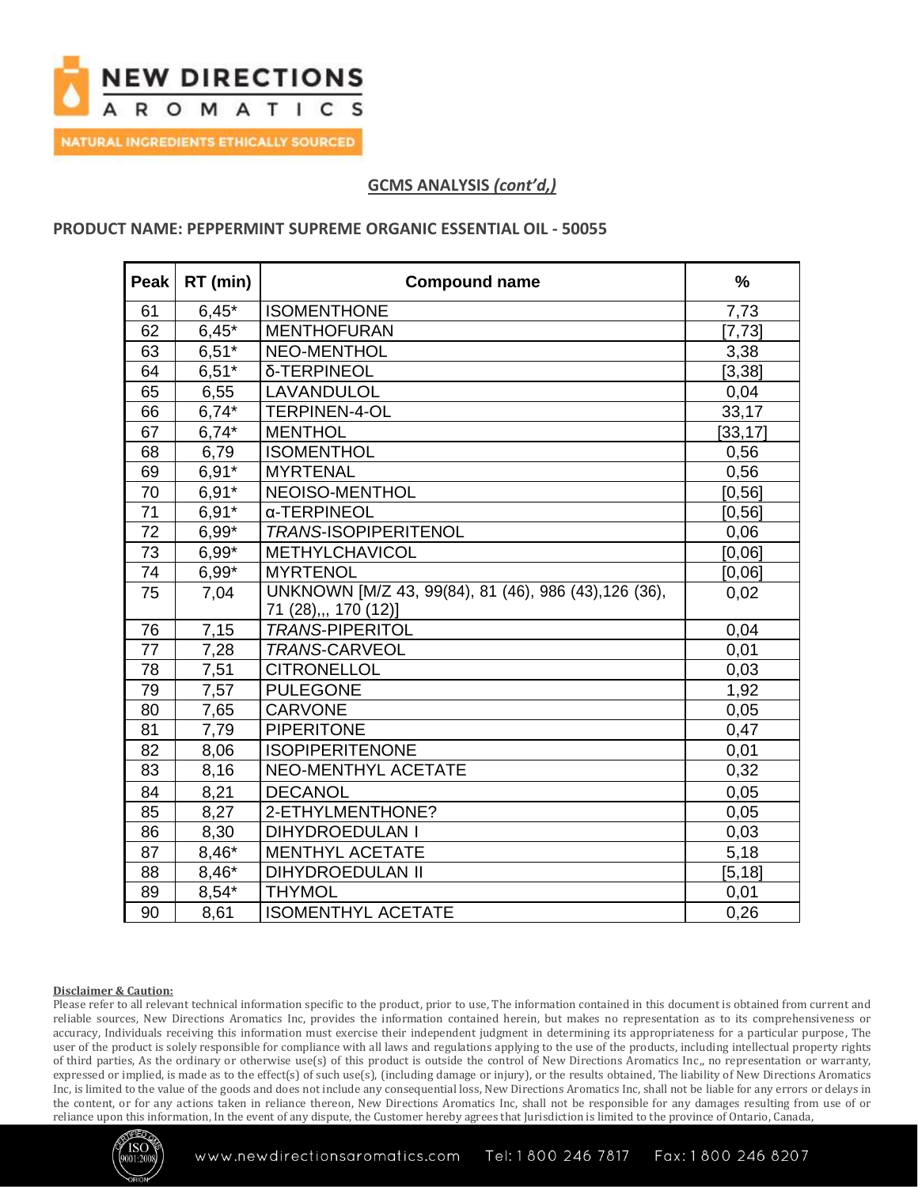## GCMS ANALYSIS *(cont'd,)*

### PRODUCT NAME: PEPPERMINT SUPREME ORGANIC ESSENTIAL OIL - 50055

| Peak | RT (min) | Compound name | % |
|---|---|---|---|
| 61 | 6,45* | ISOMENTHONE | 7,73 |
| 62 | 6,45* | MENTHOFURAN | [7,73] |
| 63 | 6,51* | NEO-MENTHOL | 3,38 |
| 64 | 6,51* | δ-TERPINEOL | [3,38] |
| 65 | 6,55 | LAVANDULOL | 0,04 |
| 66 | 6,74* | TERPINEN-4-OL | 33,17 |
| 67 | 6,74* | MENTHOL | [33,17] |
| 68 | 6,79 | ISOMENTHOL | 0,56 |
| 69 | 6,91* | MYRTENAL | 0,56 |
| 70 | 6,91* | NEOISO-MENTHOL | [0,56] |
| 71 | 6,91* | α-TERPINEOL | [0,56] |
| 72 | 6,99* | *TRANS*-ISOPIPERITENOL | 0,06 |
| 73 | 6,99* | METHYLCHAVICOL | [0,06] |
| 74 | 6,99* | MYRTENOL | [0,06] |
| 75 | 7,04 | UNKNOWN [M/Z 43, 99(84), 81 (46), 986 (43),126 (36), 71 (28),,, 170 (12)] | 0,02 |
| 76 | 7,15 | *TRANS*-PIPERITOL | 0,04 |
| 77 | 7,28 | *TRANS*-CARVEOL | 0,01 |
| 78 | 7,51 | CITRONELLOL | 0,03 |
| 79 | 7,57 | PULEGONE | 1,92 |
| 80 | 7,65 | CARVONE | 0,05 |
| 81 | 7,79 | PIPERITONE | 0,47 |
| 82 | 8,06 | ISOPIPERITENONE | 0,01 |
| 83 | 8,16 | NEO-MENTHYL ACETATE | 0,32 |
| 84 | 8,21 | DECANOL | 0,05 |
| 85 | 8,27 | 2-ETHYLMENTHONE? | 0,05 |
| 86 | 8,30 | DIHYDROEDULAN I | 0,03 |
| 87 | 8,46* | MENTHYL ACETATE | 5,18 |
| 88 | 8,46* | DIHYDROEDULAN II | [5,18] |
| 89 | 8,54* | THYMOL | 0,01 |
| 90 | 8,61 | ISOMENTHYL ACETATE | 0,26 |

**Disclaimer & Caution:**

Please refer to all relevant technical information specific to the product, prior to use, The information contained in this document is obtained from current and reliable sources, New Directions Aromatics Inc, provides the information contained herein, but makes no representation as to its comprehensiveness or accuracy, Individuals receiving this information must exercise their independent judgment in determining its appropriateness for a particular purpose, The user of the product is solely responsible for compliance with all laws and regulations applying to the use of the products, including intellectual property rights of third parties, As the ordinary or otherwise use(s) of this product is outside the control of New Directions Aromatics Inc,, no representation or warranty, expressed or implied, is made as to the effect(s) of such use(s), (including damage or injury), or the results obtained, The liability of New Directions Aromatics Inc, is limited to the value of the goods and does not include any consequential loss, New Directions Aromatics Inc, shall not be liable for any errors or delays in the content, or for any actions taken in reliance thereon, New Directions Aromatics Inc, shall not be responsible for any damages resulting from use of or reliance upon this information, In the event of any dispute, the Customer hereby agrees that Jurisdiction is limited to the province of Ontario, Canada,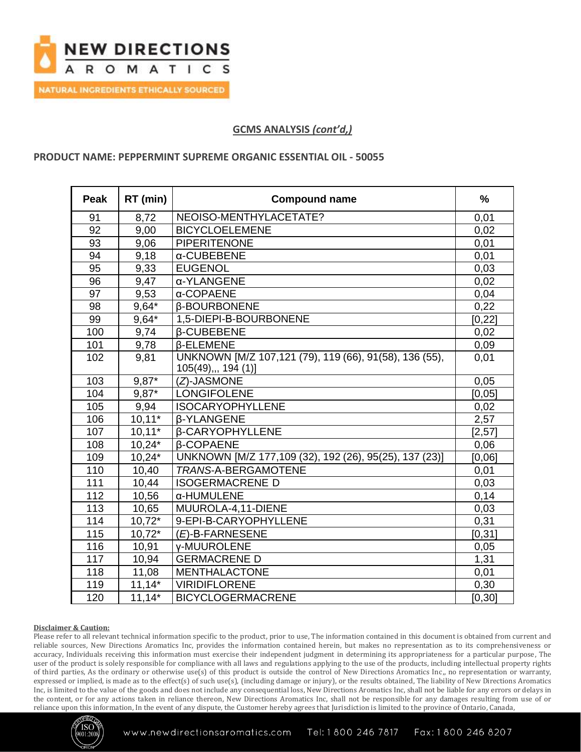## GCMS ANALYSIS *(cont'd,)*

### PRODUCT NAME: PEPPERMINT SUPREME ORGANIC ESSENTIAL OIL - 50055

| Peak | RT (min) | Compound name | % |
|---|---|---|---|
| 91 | 8,72 | NEOISO-MENTHYLACETATE? | 0,01 |
| 92 | 9,00 | BICYCLOELEMENE | 0,02 |
| 93 | 9,06 | PIPERITENONE | 0,01 |
| 94 | 9,18 | α-CUBEBENE | 0,01 |
| 95 | 9,33 | EUGENOL | 0,03 |
| 96 | 9,47 | α-YLANGENE | 0,02 |
| 97 | 9,53 | α-COPAENE | 0,04 |
| 98 | 9,64* | β-BOURBONENE | 0,22 |
| 99 | 9,64* | 1,5-DIEPI-B-BOURBONENE | [0,22] |
| 100 | 9,74 | β-CUBEBENE | 0,02 |
| 101 | 9,78 | β-ELEMENE | 0,09 |
| 102 | 9,81 | UNKNOWN [M/Z 107,121 (79), 119 (66), 91(58), 136 (55), 105(49),,, 194 (1)] | 0,01 |
| 103 | 9,87* | (*Z*)-JASMONE | 0,05 |
| 104 | 9,87* | LONGIFOLENE | [0,05] |
| 105 | 9,94 | ISOCARYOPHYLLENE | 0,02 |
| 106 | 10,11* | β-YLANGENE | 2,57 |
| 107 | 10,11* | β-CARYOPHYLLENE | [2,57] |
| 108 | 10,24* | β-COPAENE | 0,06 |
| 109 | 10,24* | UNKNOWN [M/Z 177,109 (32), 192 (26), 95(25), 137 (23)] | [0,06] |
| 110 | 10,40 | *TRANS*-A-BERGAMOTENE | 0,01 |
| 111 | 10,44 | ISOGERMACRENE D | 0,03 |
| 112 | 10,56 | α-HUMULENE | 0,14 |
| 113 | 10,65 | MUUROLA-4,11-DIENE | 0,03 |
| 114 | 10,72* | 9-EPI-B-CARYOPHYLLENE | 0,31 |
| 115 | 10,72* | (*E*)-B-FARNESENE | [0,31] |
| 116 | 10,91 | γ-MUUROLENE | 0,05 |
| 117 | 10,94 | GERMACRENE D | 1,31 |
| 118 | 11,08 | MENTHALACTONE | 0,01 |
| 119 | 11,14* | VIRIDIFLORENE | 0,30 |
| 120 | 11,14* | BICYCLOGERMACRENE | [0,30] |

**Disclaimer & Caution:**

Please refer to all relevant technical information specific to the product, prior to use, The information contained in this document is obtained from current and reliable sources, New Directions Aromatics Inc, provides the information contained herein, but makes no representation as to its comprehensiveness or accuracy, Individuals receiving this information must exercise their independent judgment in determining its appropriateness for a particular purpose, The user of the product is solely responsible for compliance with all laws and regulations applying to the use of the products, including intellectual property rights of third parties, As the ordinary or otherwise use(s) of this product is outside the control of New Directions Aromatics Inc,, no representation or warranty, expressed or implied, is made as to the effect(s) of such use(s), (including damage or injury), or the results obtained, The liability of New Directions Aromatics Inc, is limited to the value of the goods and does not include any consequential loss, New Directions Aromatics Inc, shall not be liable for any errors or delays in the content, or for any actions taken in reliance thereon, New Directions Aromatics Inc, shall not be responsible for any damages resulting from use of or reliance upon this information, In the event of any dispute, the Customer hereby agrees that Jurisdiction is limited to the province of Ontario, Canada,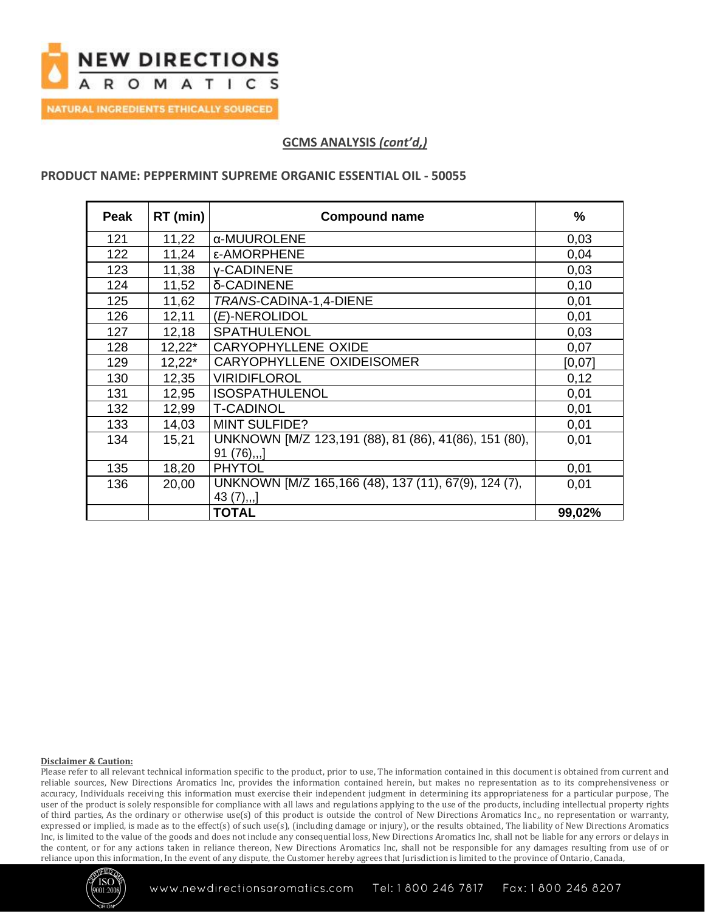## GCMS ANALYSIS *(cont'd,)*

**PRODUCT NAME: PEPPERMINT SUPREME ORGANIC ESSENTIAL OIL - 50055**

| Peak | RT (min) | Compound name | % |
|---|---|---|---|
| 121 | 11,22 | α-MUUROLENE | 0,03 |
| 122 | 11,24 | ε-AMORPHENE | 0,04 |
| 123 | 11,38 | γ-CADINENE | 0,03 |
| 124 | 11,52 | δ-CADINENE | 0,10 |
| 125 | 11,62 | *TRANS*-CADINA-1,4-DIENE | 0,01 |
| 126 | 12,11 | (*E*)-NEROLIDOL | 0,01 |
| 127 | 12,18 | SPATHULENOL | 0,03 |
| 128 | 12,22* | CARYOPHYLLENE OXIDE | 0,07 |
| 129 | 12,22* | CARYOPHYLLENE OXIDEISOMER | [0,07] |
| 130 | 12,35 | VIRIDIFLOROL | 0,12 |
| 131 | 12,95 | ISOSPATHULENOL | 0,01 |
| 132 | 12,99 | T-CADINOL | 0,01 |
| 133 | 14,03 | MINT SULFIDE? | 0,01 |
| 134 | 15,21 | UNKNOWN [M/Z 123,191 (88), 81 (86), 41(86), 151 (80), 91 (76),,,] | 0,01 |
| 135 | 18,20 | PHYTOL | 0,01 |
| 136 | 20,00 | UNKNOWN [M/Z 165,166 (48), 137 (11), 67(9), 124 (7), 43 (7),,,] | 0,01 |
| | | **TOTAL** | **99,02%** |

**Disclaimer & Caution:**
Please refer to all relevant technical information specific to the product, prior to use, The information contained in this document is obtained from current and reliable sources, New Directions Aromatics Inc, provides the information contained herein, but makes no representation as to its comprehensiveness or accuracy, Individuals receiving this information must exercise their independent judgment in determining its appropriateness for a particular purpose, The user of the product is solely responsible for compliance with all laws and regulations applying to the use of the products, including intellectual property rights of third parties, As the ordinary or otherwise use(s) of this product is outside the control of New Directions Aromatics Inc,, no representation or warranty, expressed or implied, is made as to the effect(s) of such use(s), (including damage or injury), or the results obtained, The liability of New Directions Aromatics Inc, is limited to the value of the goods and does not include any consequential loss, New Directions Aromatics Inc, shall not be liable for any errors or delays in the content, or for any actions taken in reliance thereon, New Directions Aromatics Inc, shall not be responsible for any damages resulting from use of or reliance upon this information, In the event of any dispute, the Customer hereby agrees that Jurisdiction is limited to the province of Ontario, Canada,